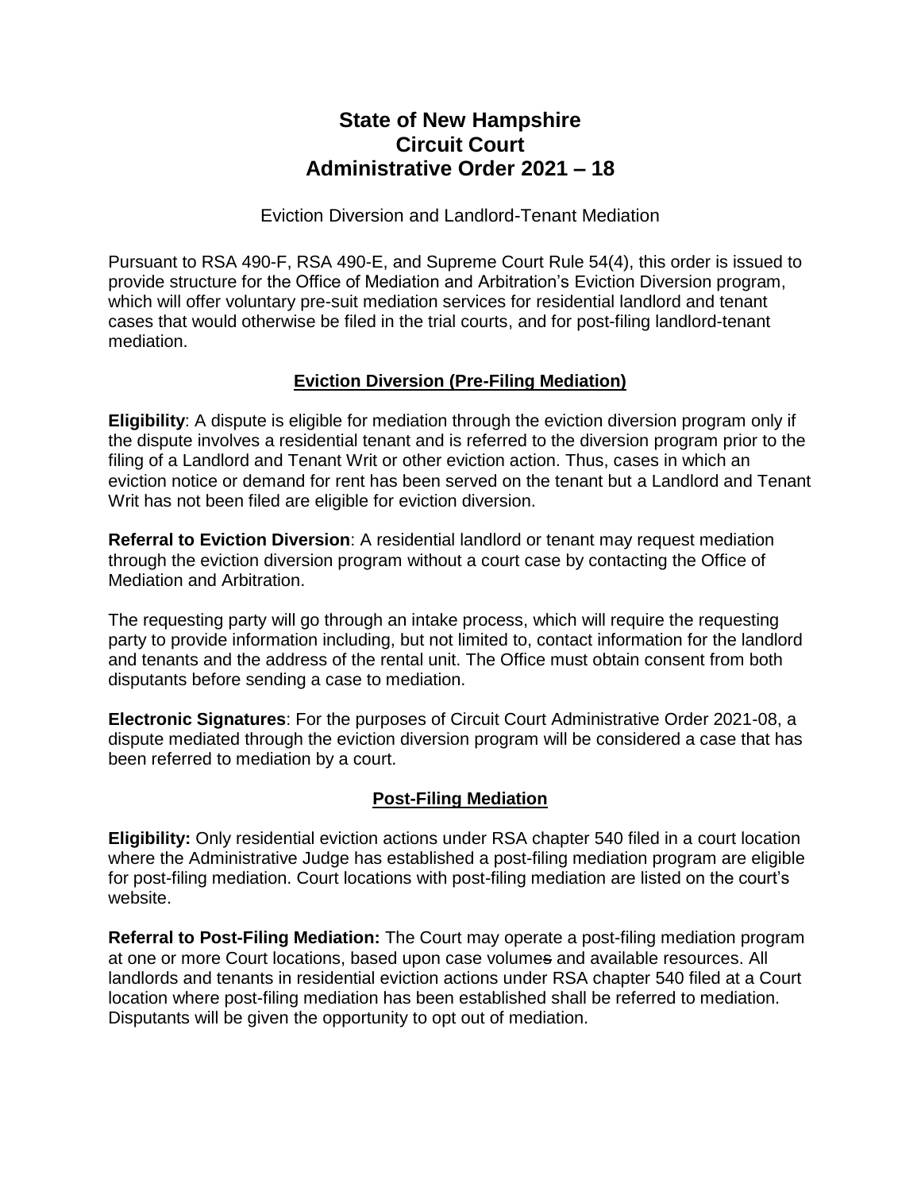# State of New Hampshire
# Circuit Court
# Administrative Order 2021 – 18

Eviction Diversion and Landlord-Tenant Mediation

Pursuant to RSA 490-F, RSA 490-E, and Supreme Court Rule 54(4), this order is issued to provide structure for the Office of Mediation and Arbitration's Eviction Diversion program, which will offer voluntary pre-suit mediation services for residential landlord and tenant cases that would otherwise be filed in the trial courts, and for post-filing landlord-tenant mediation.

## Eviction Diversion (Pre-Filing Mediation)

**Eligibility**: A dispute is eligible for mediation through the eviction diversion program only if the dispute involves a residential tenant and is referred to the diversion program prior to the filing of a Landlord and Tenant Writ or other eviction action. Thus, cases in which an eviction notice or demand for rent has been served on the tenant but a Landlord and Tenant Writ has not been filed are eligible for eviction diversion.

**Referral to Eviction Diversion**: A residential landlord or tenant may request mediation through the eviction diversion program without a court case by contacting the Office of Mediation and Arbitration.

The requesting party will go through an intake process, which will require the requesting party to provide information including, but not limited to, contact information for the landlord and tenants and the address of the rental unit. The Office must obtain consent from both disputants before sending a case to mediation.

**Electronic Signatures**: For the purposes of Circuit Court Administrative Order 2021-08, a dispute mediated through the eviction diversion program will be considered a case that has been referred to mediation by a court.

## Post-Filing Mediation

**Eligibility:** Only residential eviction actions under RSA chapter 540 filed in a court location where the Administrative Judge has established a post-filing mediation program are eligible for post-filing mediation. Court locations with post-filing mediation are listed on the court's website.

**Referral to Post-Filing Mediation:** The Court may operate a post-filing mediation program at one or more Court locations, based upon case volume~~s~~ and available resources. All landlords and tenants in residential eviction actions under RSA chapter 540 filed at a Court location where post-filing mediation has been established shall be referred to mediation. Disputants will be given the opportunity to opt out of mediation.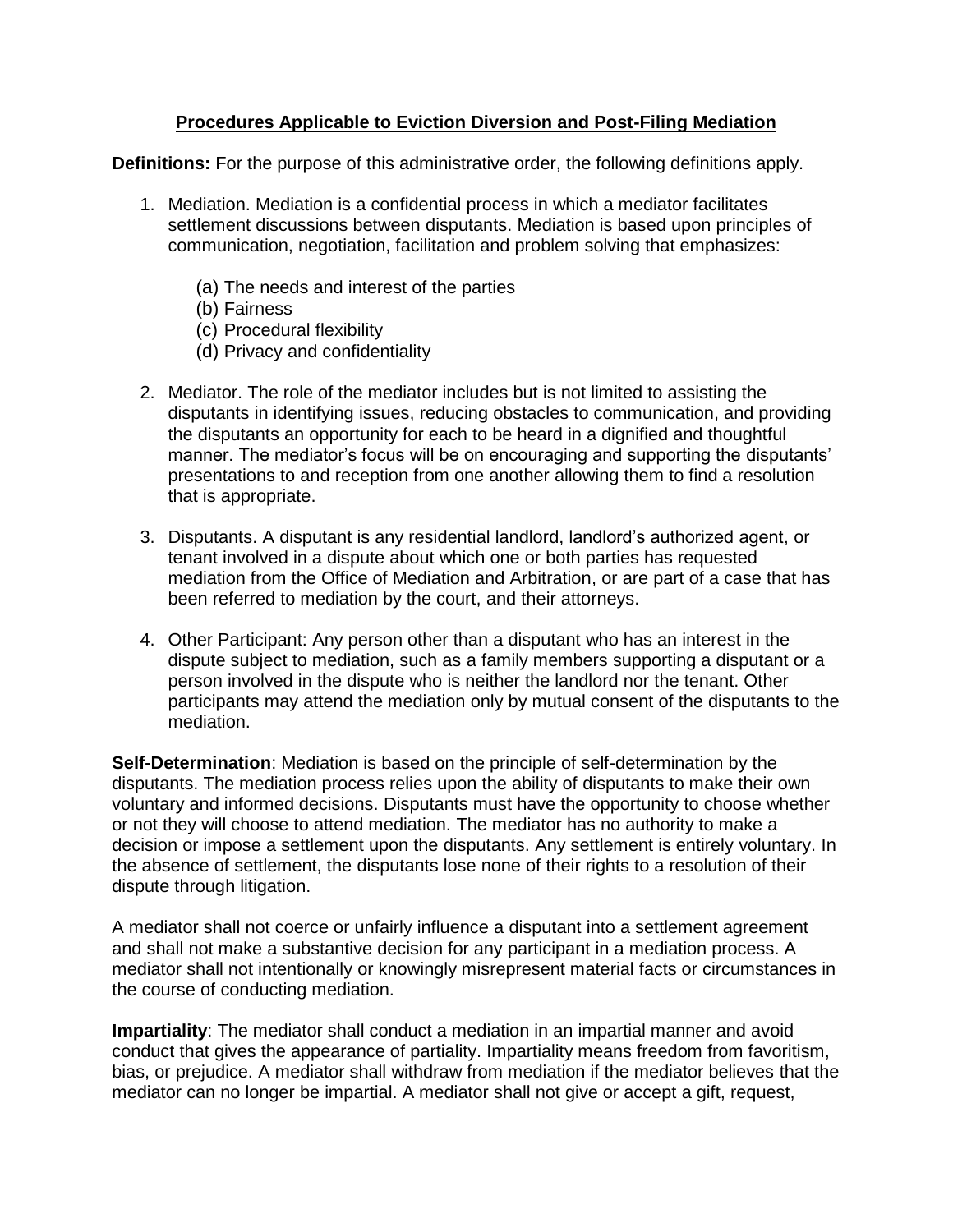**Procedures Applicable to Eviction Diversion and Post-Filing Mediation**

**Definitions:** For the purpose of this administrative order, the following definitions apply.

1. Mediation. Mediation is a confidential process in which a mediator facilitates settlement discussions between disputants. Mediation is based upon principles of communication, negotiation, facilitation and problem solving that emphasizes:

    (a) The needs and interest of the parties
    (b) Fairness
    (c) Procedural flexibility
    (d) Privacy and confidentiality

2. Mediator. The role of the mediator includes but is not limited to assisting the disputants in identifying issues, reducing obstacles to communication, and providing the disputants an opportunity for each to be heard in a dignified and thoughtful manner. The mediator's focus will be on encouraging and supporting the disputants' presentations to and reception from one another allowing them to find a resolution that is appropriate.

3. Disputants. A disputant is any residential landlord, landlord's authorized agent, or tenant involved in a dispute about which one or both parties has requested mediation from the Office of Mediation and Arbitration, or are part of a case that has been referred to mediation by the court, and their attorneys.

4. Other Participant: Any person other than a disputant who has an interest in the dispute subject to mediation, such as a family members supporting a disputant or a person involved in the dispute who is neither the landlord nor the tenant. Other participants may attend the mediation only by mutual consent of the disputants to the mediation.

**Self-Determination**: Mediation is based on the principle of self-determination by the disputants. The mediation process relies upon the ability of disputants to make their own voluntary and informed decisions. Disputants must have the opportunity to choose whether or not they will choose to attend mediation. The mediator has no authority to make a decision or impose a settlement upon the disputants. Any settlement is entirely voluntary. In the absence of settlement, the disputants lose none of their rights to a resolution of their dispute through litigation.

A mediator shall not coerce or unfairly influence a disputant into a settlement agreement and shall not make a substantive decision for any participant in a mediation process. A mediator shall not intentionally or knowingly misrepresent material facts or circumstances in the course of conducting mediation.

**Impartiality**: The mediator shall conduct a mediation in an impartial manner and avoid conduct that gives the appearance of partiality. Impartiality means freedom from favoritism, bias, or prejudice. A mediator shall withdraw from mediation if the mediator believes that the mediator can no longer be impartial. A mediator shall not give or accept a gift, request,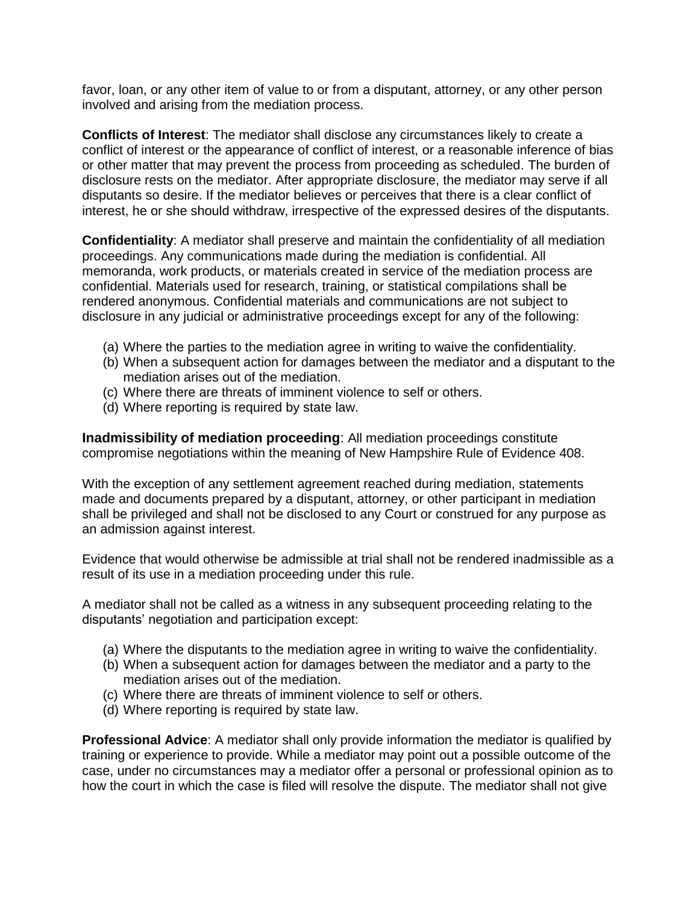favor, loan, or any other item of value to or from a disputant, attorney, or any other person involved and arising from the mediation process.

**Conflicts of Interest**: The mediator shall disclose any circumstances likely to create a conflict of interest or the appearance of conflict of interest, or a reasonable inference of bias or other matter that may prevent the process from proceeding as scheduled. The burden of disclosure rests on the mediator. After appropriate disclosure, the mediator may serve if all disputants so desire. If the mediator believes or perceives that there is a clear conflict of interest, he or she should withdraw, irrespective of the expressed desires of the disputants.

**Confidentiality**: A mediator shall preserve and maintain the confidentiality of all mediation proceedings. Any communications made during the mediation is confidential. All memoranda, work products, or materials created in service of the mediation process are confidential. Materials used for research, training, or statistical compilations shall be rendered anonymous. Confidential materials and communications are not subject to disclosure in any judicial or administrative proceedings except for any of the following:

(a) Where the parties to the mediation agree in writing to waive the confidentiality.
(b) When a subsequent action for damages between the mediator and a disputant to the mediation arises out of the mediation.
(c) Where there are threats of imminent violence to self or others.
(d) Where reporting is required by state law.

**Inadmissibility of mediation proceeding**: All mediation proceedings constitute compromise negotiations within the meaning of New Hampshire Rule of Evidence 408.

With the exception of any settlement agreement reached during mediation, statements made and documents prepared by a disputant, attorney, or other participant in mediation shall be privileged and shall not be disclosed to any Court or construed for any purpose as an admission against interest.

Evidence that would otherwise be admissible at trial shall not be rendered inadmissible as a result of its use in a mediation proceeding under this rule.

A mediator shall not be called as a witness in any subsequent proceeding relating to the disputants' negotiation and participation except:

(a) Where the disputants to the mediation agree in writing to waive the confidentiality.
(b) When a subsequent action for damages between the mediator and a party to the mediation arises out of the mediation.
(c) Where there are threats of imminent violence to self or others.
(d) Where reporting is required by state law.

**Professional Advice**: A mediator shall only provide information the mediator is qualified by training or experience to provide. While a mediator may point out a possible outcome of the case, under no circumstances may a mediator offer a personal or professional opinion as to how the court in which the case is filed will resolve the dispute. The mediator shall not give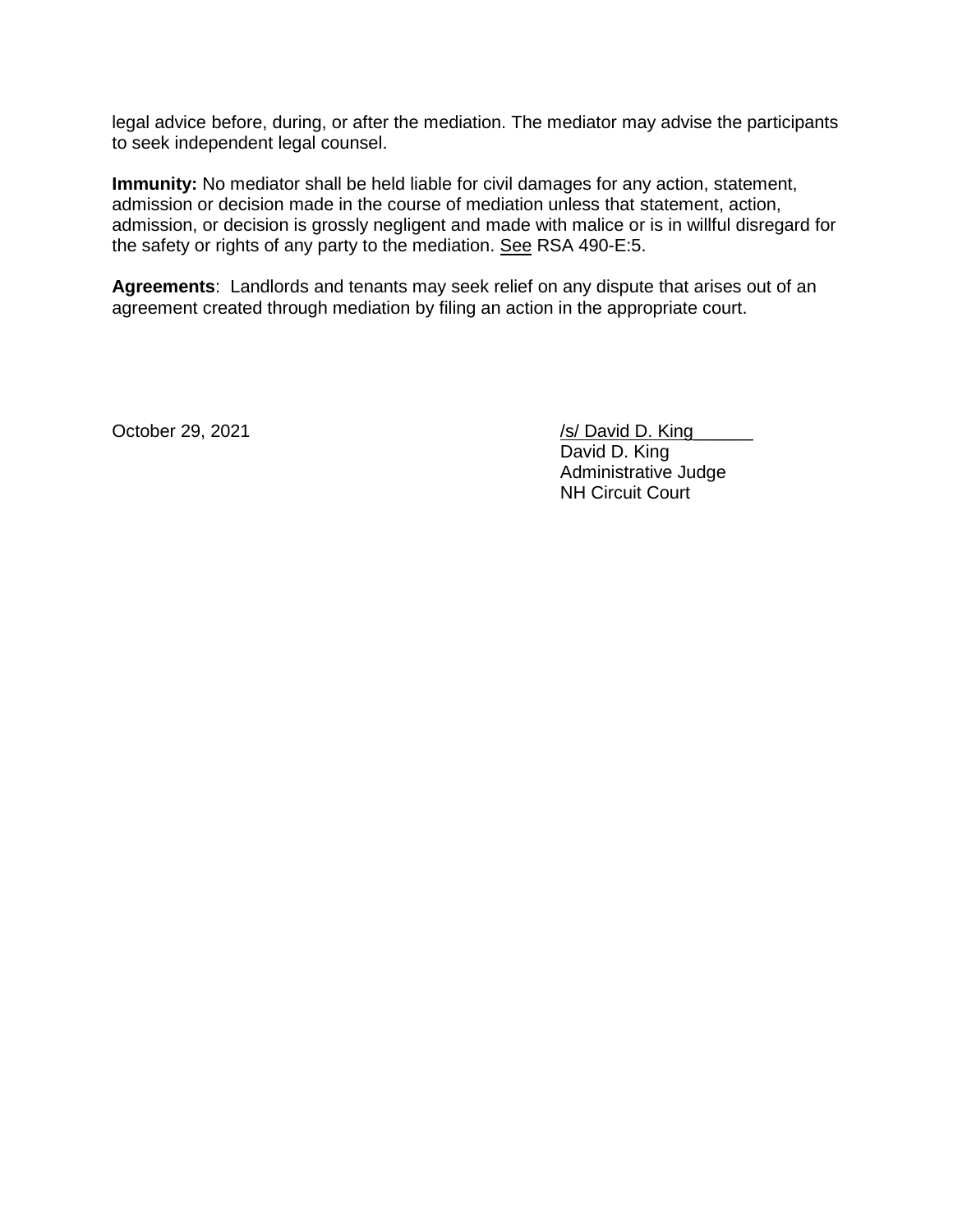legal advice before, during, or after the mediation. The mediator may advise the participants to seek independent legal counsel.

**Immunity:** No mediator shall be held liable for civil damages for any action, statement, admission or decision made in the course of mediation unless that statement, action, admission, or decision is grossly negligent and made with malice or is in willful disregard for the safety or rights of any party to the mediation. See RSA 490-E:5.

**Agreements**: Landlords and tenants may seek relief on any dispute that arises out of an agreement created through mediation by filing an action in the appropriate court.

October 29, 2021

/s/ David D. King
David D. King
Administrative Judge
NH Circuit Court